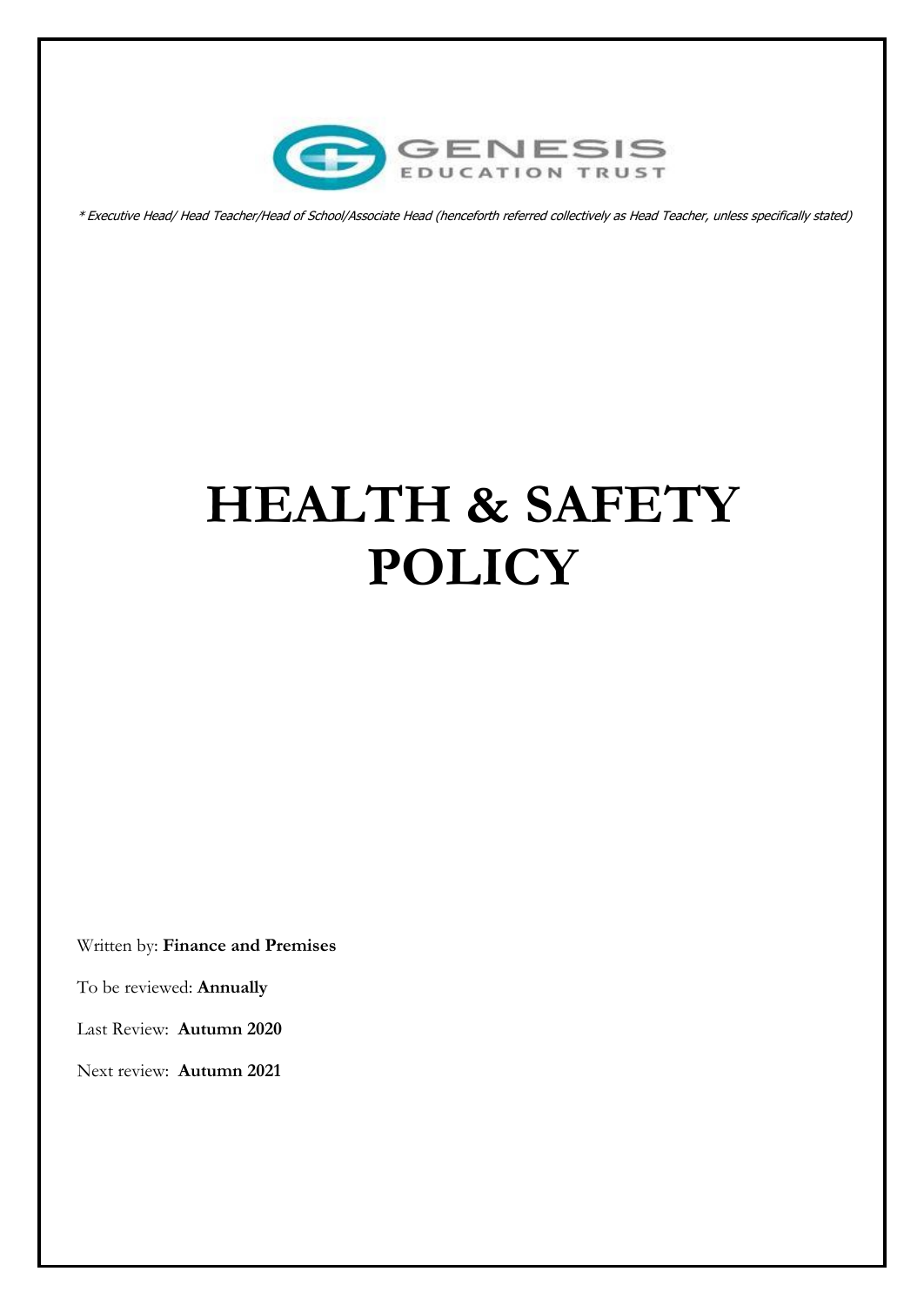GENESIS EDUCATION TRUST

*\* Executive Head/ Head Teacher/Head of School/Associate Head (henceforth referred collectively as Head Teacher, unless specifically stated)*

# HEALTH & SAFETY POLICY

Written by: **Finance and Premises**

To be reviewed: **Annually**

Last Review: **Autumn 2020**

Next review: **Autumn 2021**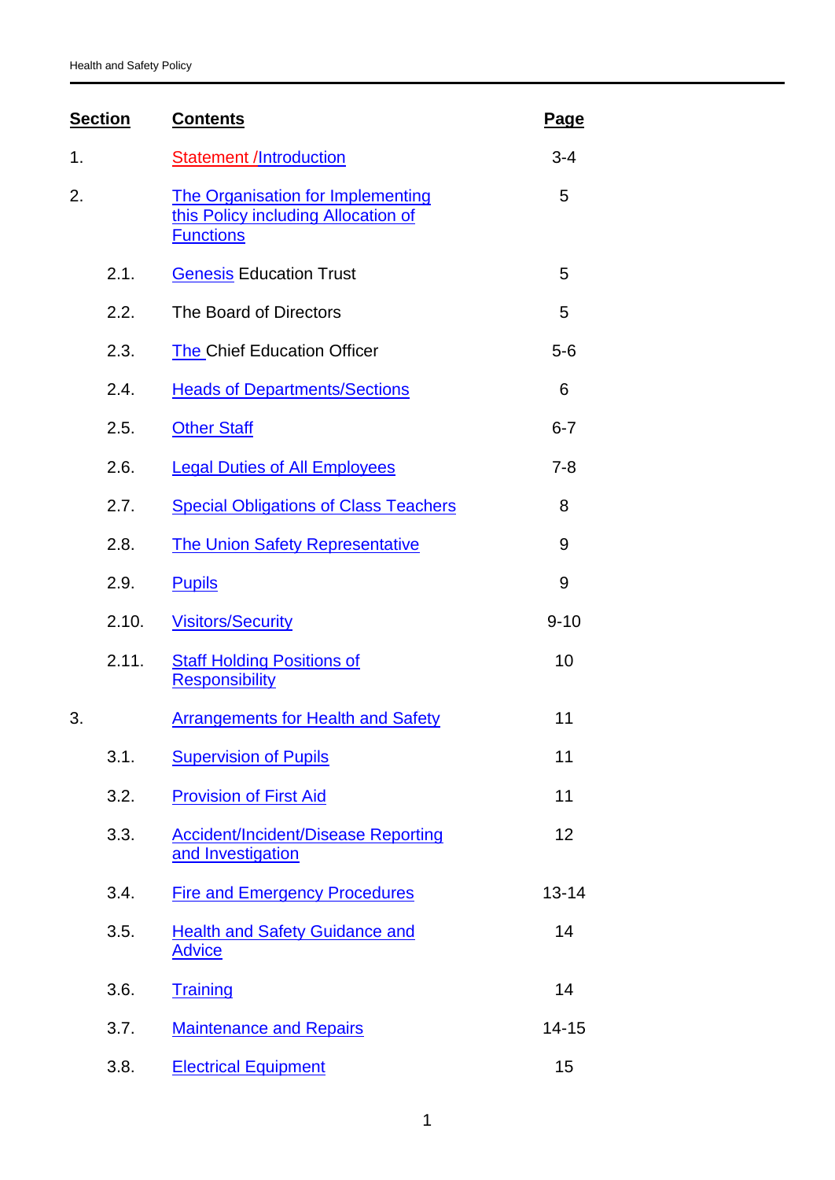| Section | Contents | Page |
|---|---|---|
| 1. | Statement /Introduction | 3-4 |
| 2. | The Organisation for Implementing this Policy including Allocation of Functions | 5 |
| 2.1. | Genesis Education Trust | 5 |
| 2.2. | The Board of Directors | 5 |
| 2.3. | The Chief Education Officer | 5-6 |
| 2.4. | Heads of Departments/Sections | 6 |
| 2.5. | Other Staff | 6-7 |
| 2.6. | Legal Duties of All Employees | 7-8 |
| 2.7. | Special Obligations of Class Teachers | 8 |
| 2.8. | The Union Safety Representative | 9 |
| 2.9. | Pupils | 9 |
| 2.10. | Visitors/Security | 9-10 |
| 2.11. | Staff Holding Positions of Responsibility | 10 |
| 3. | Arrangements for Health and Safety | 11 |
| 3.1. | Supervision of Pupils | 11 |
| 3.2. | Provision of First Aid | 11 |
| 3.3. | Accident/Incident/Disease Reporting and Investigation | 12 |
| 3.4. | Fire and Emergency Procedures | 13-14 |
| 3.5. | Health and Safety Guidance and Advice | 14 |
| 3.6. | Training | 14 |
| 3.7. | Maintenance and Repairs | 14-15 |
| 3.8. | Electrical Equipment | 15 |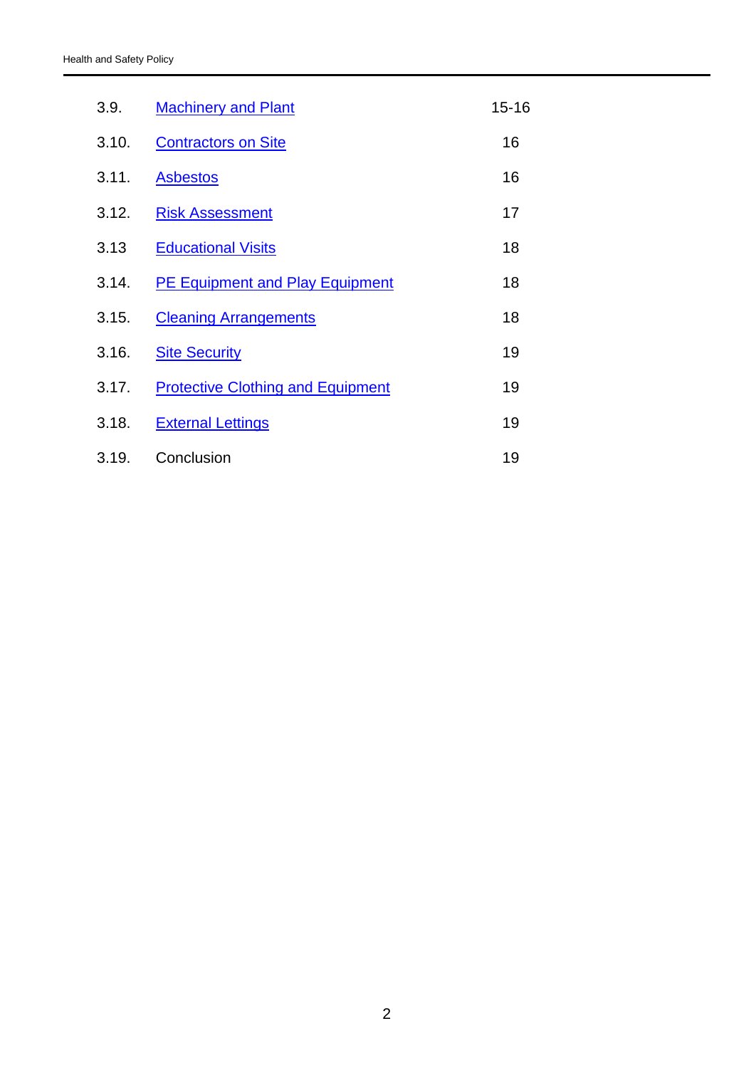| | | |
|---|---|---|
| 3.9. | Machinery and Plant | 15-16 |
| 3.10. | Contractors on Site | 16 |
| 3.11. | Asbestos | 16 |
| 3.12. | Risk Assessment | 17 |
| 3.13 | Educational Visits | 18 |
| 3.14. | PE Equipment and Play Equipment | 18 |
| 3.15. | Cleaning Arrangements | 18 |
| 3.16. | Site Security | 19 |
| 3.17. | Protective Clothing and Equipment | 19 |
| 3.18. | External Lettings | 19 |
| 3.19. | Conclusion | 19 |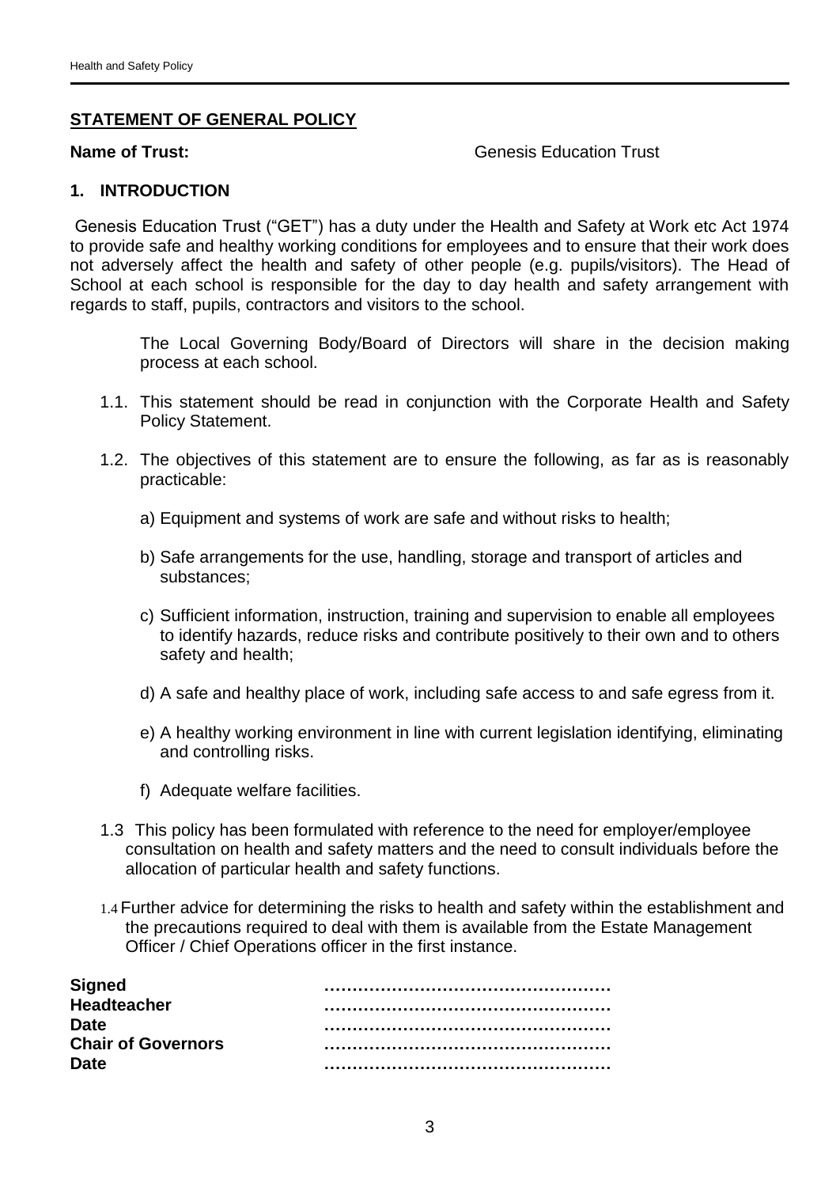## STATEMENT OF GENERAL POLICY

**Name of Trust:** Genesis Education Trust

### 1. INTRODUCTION

Genesis Education Trust ("GET") has a duty under the Health and Safety at Work etc Act 1974 to provide safe and healthy working conditions for employees and to ensure that their work does not adversely affect the health and safety of other people (e.g. pupils/visitors). The Head of School at each school is responsible for the day to day health and safety arrangement with regards to staff, pupils, contractors and visitors to the school.

The Local Governing Body/Board of Directors will share in the decision making process at each school.

1.1. This statement should be read in conjunction with the Corporate Health and Safety Policy Statement.

1.2. The objectives of this statement are to ensure the following, as far as is reasonably practicable:

a) Equipment and systems of work are safe and without risks to health;

b) Safe arrangements for the use, handling, storage and transport of articles and substances;

c) Sufficient information, instruction, training and supervision to enable all employees to identify hazards, reduce risks and contribute positively to their own and to others safety and health;

d) A safe and healthy place of work, including safe access to and safe egress from it.

e) A healthy working environment in line with current legislation identifying, eliminating and controlling risks.

f) Adequate welfare facilities.

1.3 This policy has been formulated with reference to the need for employer/employee consultation on health and safety matters and the need to consult individuals before the allocation of particular health and safety functions.

1.4 Further advice for determining the risks to health and safety within the establishment and the precautions required to deal with them is available from the Estate Management Officer / Chief Operations officer in the first instance.

| | |
|---|---|
| **Signed** | ………………………………………… |
| **Headteacher** | ………………………………………… |
| **Date** | ………………………………………… |
| **Chair of Governors** | ………………………………………… |
| **Date** | ………………………………………… |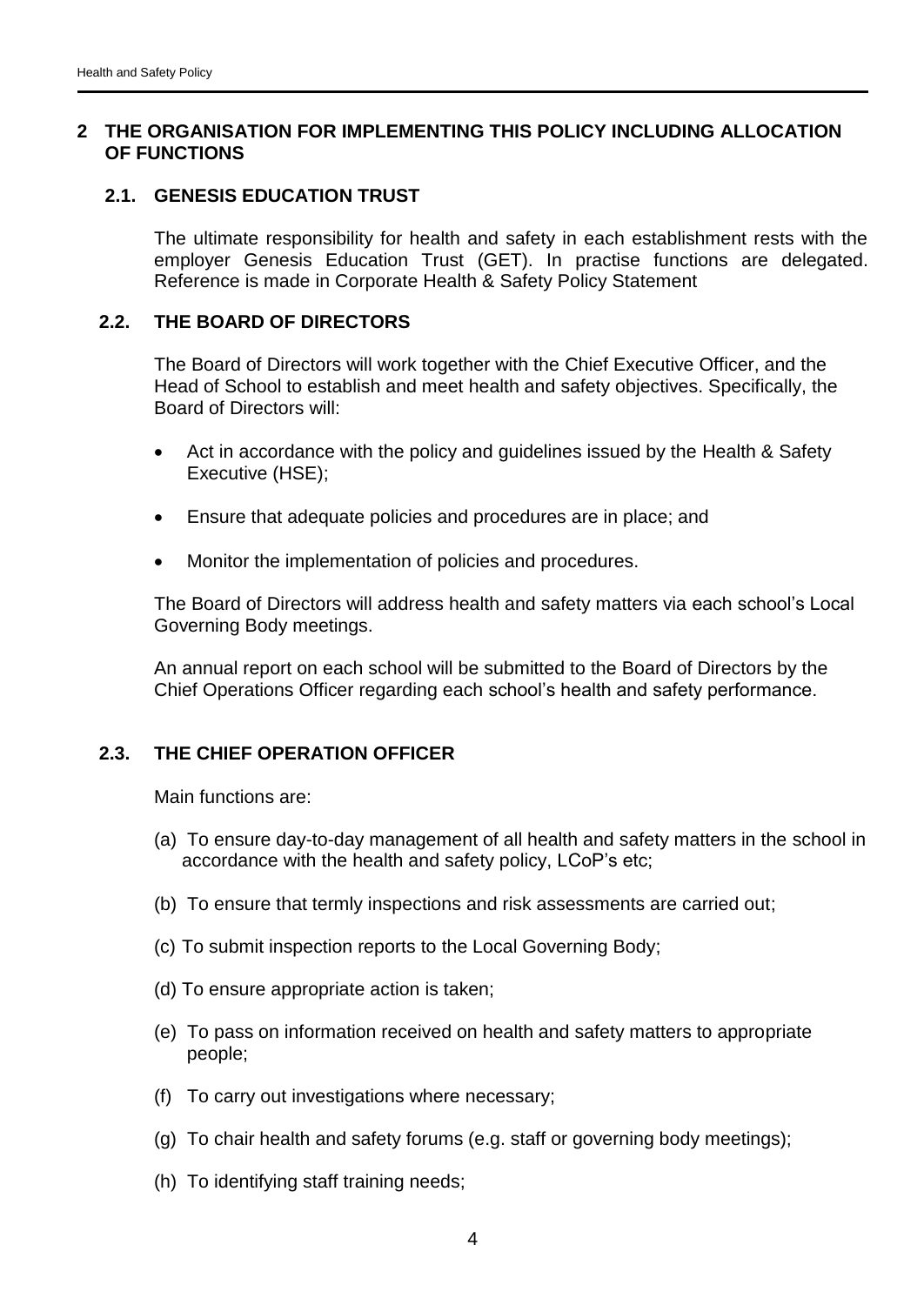## 2 THE ORGANISATION FOR IMPLEMENTING THIS POLICY INCLUDING ALLOCATION OF FUNCTIONS

### 2.1. GENESIS EDUCATION TRUST

The ultimate responsibility for health and safety in each establishment rests with the employer Genesis Education Trust (GET). In practise functions are delegated. Reference is made in Corporate Health & Safety Policy Statement

### 2.2. THE BOARD OF DIRECTORS

The Board of Directors will work together with the Chief Executive Officer, and the Head of School to establish and meet health and safety objectives. Specifically, the Board of Directors will:

- Act in accordance with the policy and guidelines issued by the Health & Safety Executive (HSE);
- Ensure that adequate policies and procedures are in place; and
- Monitor the implementation of policies and procedures.

The Board of Directors will address health and safety matters via each school's Local Governing Body meetings.

An annual report on each school will be submitted to the Board of Directors by the Chief Operations Officer regarding each school's health and safety performance.

### 2.3. THE CHIEF OPERATION OFFICER

Main functions are:

(a) To ensure day-to-day management of all health and safety matters in the school in accordance with the health and safety policy, LCoP's etc;

(b) To ensure that termly inspections and risk assessments are carried out;

(c) To submit inspection reports to the Local Governing Body;

(d) To ensure appropriate action is taken;

(e) To pass on information received on health and safety matters to appropriate people;

(f) To carry out investigations where necessary;

(g) To chair health and safety forums (e.g. staff or governing body meetings);

(h) To identifying staff training needs;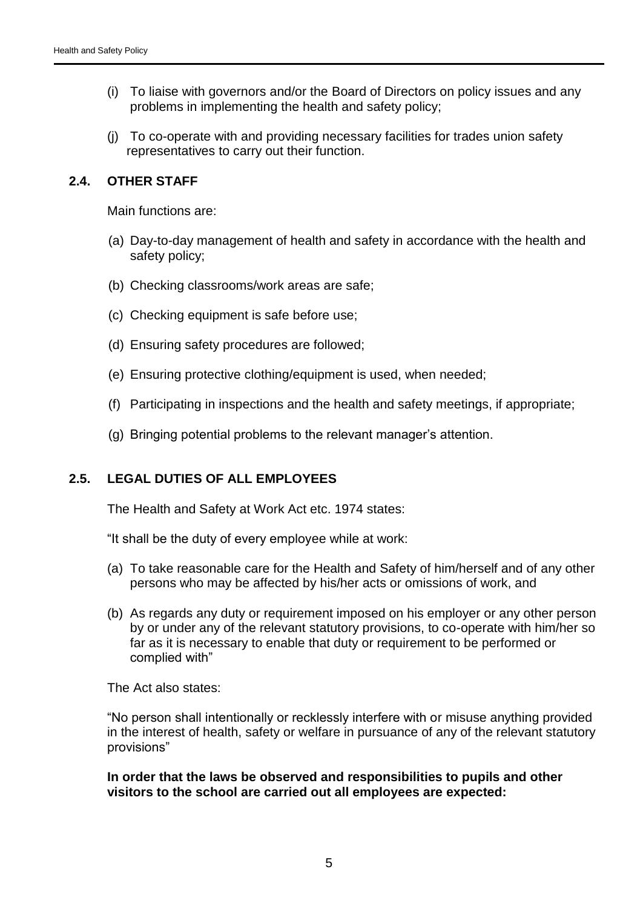(i) To liaise with governors and/or the Board of Directors on policy issues and any problems in implementing the health and safety policy;

(j) To co-operate with and providing necessary facilities for trades union safety representatives to carry out their function.

### 2.4. OTHER STAFF

Main functions are:

(a) Day-to-day management of health and safety in accordance with the health and safety policy;

(b) Checking classrooms/work areas are safe;

(c) Checking equipment is safe before use;

(d) Ensuring safety procedures are followed;

(e) Ensuring protective clothing/equipment is used, when needed;

(f) Participating in inspections and the health and safety meetings, if appropriate;

(g) Bringing potential problems to the relevant manager's attention.

### 2.5. LEGAL DUTIES OF ALL EMPLOYEES

The Health and Safety at Work Act etc. 1974 states:

"It shall be the duty of every employee while at work:

(a) To take reasonable care for the Health and Safety of him/herself and of any other persons who may be affected by his/her acts or omissions of work, and

(b) As regards any duty or requirement imposed on his employer or any other person by or under any of the relevant statutory provisions, to co-operate with him/her so far as it is necessary to enable that duty or requirement to be performed or complied with"

The Act also states:

"No person shall intentionally or recklessly interfere with or misuse anything provided in the interest of health, safety or welfare in pursuance of any of the relevant statutory provisions"

**In order that the laws be observed and responsibilities to pupils and other visitors to the school are carried out all employees are expected:**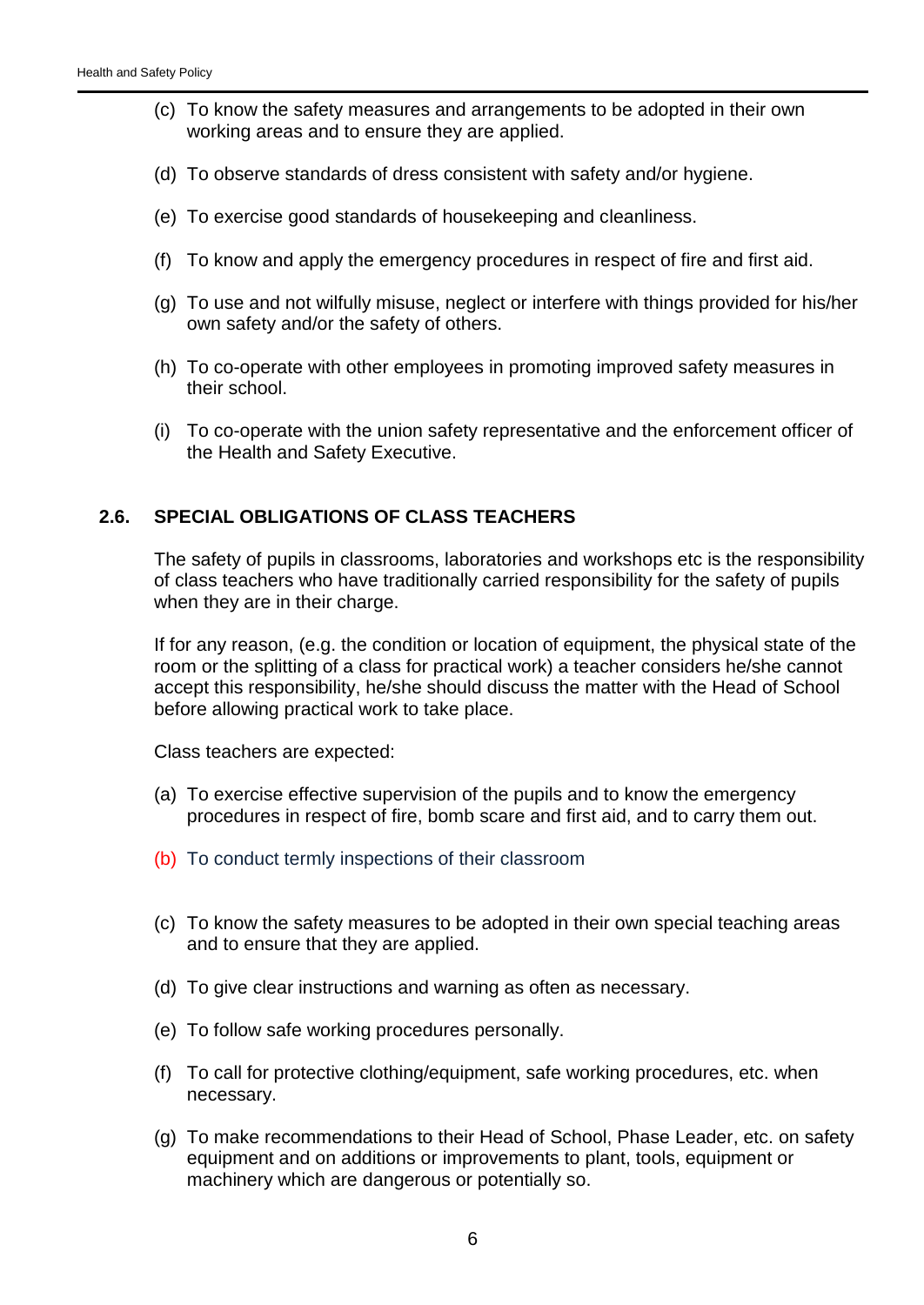(c) To know the safety measures and arrangements to be adopted in their own working areas and to ensure they are applied.

(d) To observe standards of dress consistent with safety and/or hygiene.

(e) To exercise good standards of housekeeping and cleanliness.

(f) To know and apply the emergency procedures in respect of fire and first aid.

(g) To use and not wilfully misuse, neglect or interfere with things provided for his/her own safety and/or the safety of others.

(h) To co-operate with other employees in promoting improved safety measures in their school.

(i) To co-operate with the union safety representative and the enforcement officer of the Health and Safety Executive.

### 2.6. SPECIAL OBLIGATIONS OF CLASS TEACHERS

The safety of pupils in classrooms, laboratories and workshops etc is the responsibility of class teachers who have traditionally carried responsibility for the safety of pupils when they are in their charge.

If for any reason, (e.g. the condition or location of equipment, the physical state of the room or the splitting of a class for practical work) a teacher considers he/she cannot accept this responsibility, he/she should discuss the matter with the Head of School before allowing practical work to take place.

Class teachers are expected:

(a) To exercise effective supervision of the pupils and to know the emergency procedures in respect of fire, bomb scare and first aid, and to carry them out.

(b) To conduct termly inspections of their classroom

(c) To know the safety measures to be adopted in their own special teaching areas and to ensure that they are applied.

(d) To give clear instructions and warning as often as necessary.

(e) To follow safe working procedures personally.

(f) To call for protective clothing/equipment, safe working procedures, etc. when necessary.

(g) To make recommendations to their Head of School, Phase Leader, etc. on safety equipment and on additions or improvements to plant, tools, equipment or machinery which are dangerous or potentially so.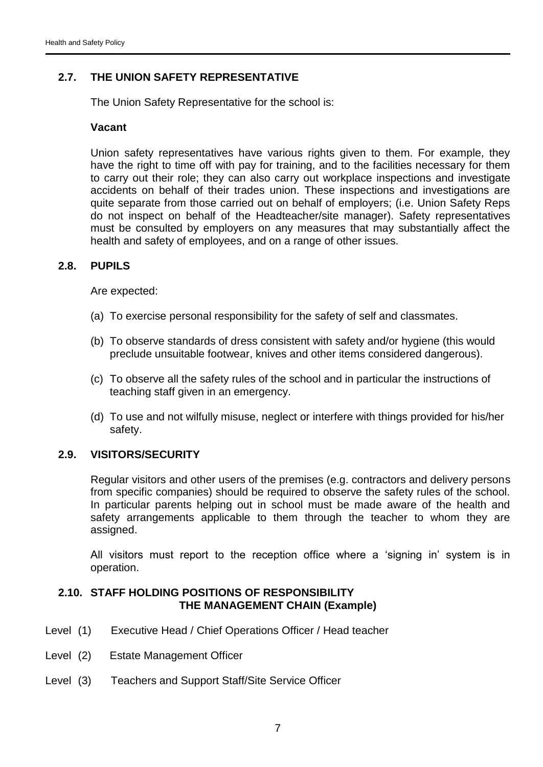## 2.7. THE UNION SAFETY REPRESENTATIVE

The Union Safety Representative for the school is:

**Vacant**

Union safety representatives have various rights given to them. For example, they have the right to time off with pay for training, and to the facilities necessary for them to carry out their role; they can also carry out workplace inspections and investigate accidents on behalf of their trades union. These inspections and investigations are quite separate from those carried out on behalf of employers; (i.e. Union Safety Reps do not inspect on behalf of the Headteacher/site manager). Safety representatives must be consulted by employers on any measures that may substantially affect the health and safety of employees, and on a range of other issues.

## 2.8. PUPILS

Are expected:

(a) To exercise personal responsibility for the safety of self and classmates.

(b) To observe standards of dress consistent with safety and/or hygiene (this would preclude unsuitable footwear, knives and other items considered dangerous).

(c) To observe all the safety rules of the school and in particular the instructions of teaching staff given in an emergency.

(d) To use and not wilfully misuse, neglect or interfere with things provided for his/her safety.

## 2.9. VISITORS/SECURITY

Regular visitors and other users of the premises (e.g. contractors and delivery persons from specific companies) should be required to observe the safety rules of the school. In particular parents helping out in school must be made aware of the health and safety arrangements applicable to them through the teacher to whom they are assigned.

All visitors must report to the reception office where a 'signing in' system is in operation.

## 2.10. STAFF HOLDING POSITIONS OF RESPONSIBILITY
### THE MANAGEMENT CHAIN (Example)

Level (1) Executive Head / Chief Operations Officer / Head teacher

Level (2) Estate Management Officer

Level (3) Teachers and Support Staff/Site Service Officer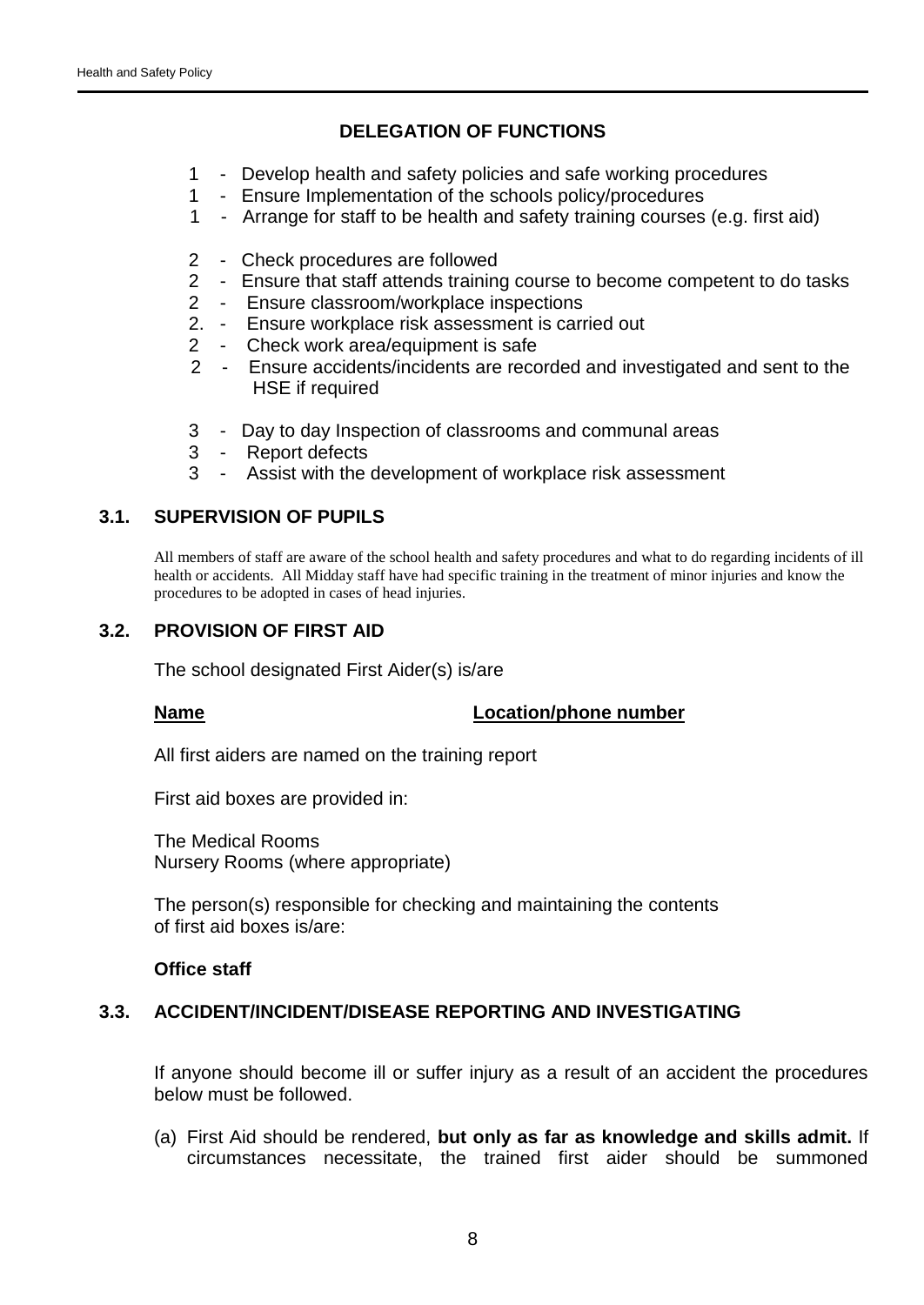## DELEGATION OF FUNCTIONS

1 - Develop health and safety policies and safe working procedures
1 - Ensure Implementation of the schools policy/procedures
1 - Arrange for staff to be health and safety training courses (e.g. first aid)

2 - Check procedures are followed
2 - Ensure that staff attends training course to become competent to do tasks
2 - Ensure classroom/workplace inspections
2. - Ensure workplace risk assessment is carried out
2 - Check work area/equipment is safe
2 - Ensure accidents/incidents are recorded and investigated and sent to the HSE if required

3 - Day to day Inspection of classrooms and communal areas
3 - Report defects
3 - Assist with the development of workplace risk assessment

### 3.1. SUPERVISION OF PUPILS

All members of staff are aware of the school health and safety procedures and what to do regarding incidents of ill health or accidents. All Midday staff have had specific training in the treatment of minor injuries and know the procedures to be adopted in cases of head injuries.

### 3.2. PROVISION OF FIRST AID

The school designated First Aider(s) is/are

| **Name** | **Location/phone number** |
| --- | --- |

All first aiders are named on the training report

First aid boxes are provided in:

The Medical Rooms
Nursery Rooms (where appropriate)

The person(s) responsible for checking and maintaining the contents of first aid boxes is/are:

**Office staff**

### 3.3. ACCIDENT/INCIDENT/DISEASE REPORTING AND INVESTIGATING

If anyone should become ill or suffer injury as a result of an accident the procedures below must be followed.

(a) First Aid should be rendered, **but only as far as knowledge and skills admit.** If circumstances necessitate, the trained first aider should be summoned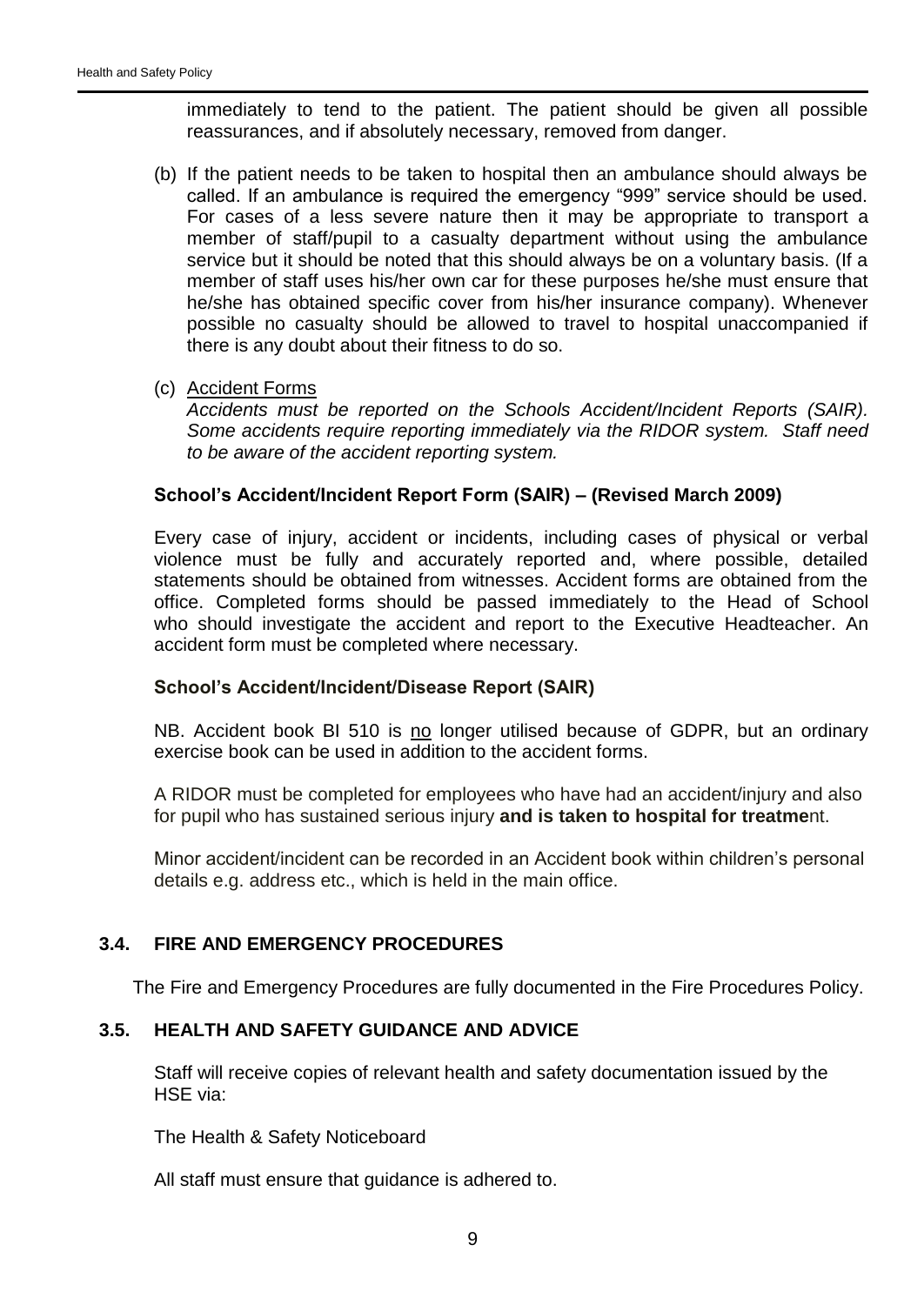immediately to tend to the patient. The patient should be given all possible reassurances, and if absolutely necessary, removed from danger.

(b) If the patient needs to be taken to hospital then an ambulance should always be called. If an ambulance is required the emergency "999" service should be used. For cases of a less severe nature then it may be appropriate to transport a member of staff/pupil to a casualty department without using the ambulance service but it should be noted that this should always be on a voluntary basis. (If a member of staff uses his/her own car for these purposes he/she must ensure that he/she has obtained specific cover from his/her insurance company). Whenever possible no casualty should be allowed to travel to hospital unaccompanied if there is any doubt about their fitness to do so.

(c) Accident Forms
*Accidents must be reported on the Schools Accident/Incident Reports (SAIR). Some accidents require reporting immediately via the RIDOR system. Staff need to be aware of the accident reporting system.*

**School's Accident/Incident Report Form (SAIR) – (Revised March 2009)**

Every case of injury, accident or incidents, including cases of physical or verbal violence must be fully and accurately reported and, where possible, detailed statements should be obtained from witnesses. Accident forms are obtained from the office. Completed forms should be passed immediately to the Head of School who should investigate the accident and report to the Executive Headteacher. An accident form must be completed where necessary.

**School's Accident/Incident/Disease Report (SAIR)**

NB. Accident book BI 510 is no longer utilised because of GDPR, but an ordinary exercise book can be used in addition to the accident forms.

A RIDOR must be completed for employees who have had an accident/injury and also for pupil who has sustained serious injury **and is taken to hospital for treatme**nt.

Minor accident/incident can be recorded in an Accident book within children's personal details e.g. address etc., which is held in the main office.

## 3.4. FIRE AND EMERGENCY PROCEDURES

The Fire and Emergency Procedures are fully documented in the Fire Procedures Policy.

## 3.5. HEALTH AND SAFETY GUIDANCE AND ADVICE

Staff will receive copies of relevant health and safety documentation issued by the HSE via:

The Health & Safety Noticeboard

All staff must ensure that guidance is adhered to.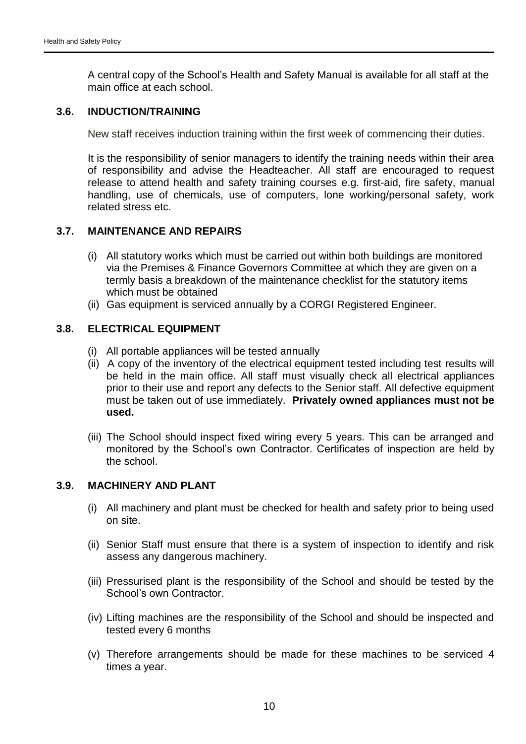A central copy of the School's Health and Safety Manual is available for all staff at the main office at each school.

### 3.6. INDUCTION/TRAINING

New staff receives induction training within the first week of commencing their duties.

It is the responsibility of senior managers to identify the training needs within their area of responsibility and advise the Headteacher. All staff are encouraged to request release to attend health and safety training courses e.g. first-aid, fire safety, manual handling, use of chemicals, use of computers, lone working/personal safety, work related stress etc.

### 3.7. MAINTENANCE AND REPAIRS

(i) All statutory works which must be carried out within both buildings are monitored via the Premises & Finance Governors Committee at which they are given on a termly basis a breakdown of the maintenance checklist for the statutory items which must be obtained

(ii) Gas equipment is serviced annually by a CORGI Registered Engineer.

### 3.8. ELECTRICAL EQUIPMENT

(i) All portable appliances will be tested annually

(ii) A copy of the inventory of the electrical equipment tested including test results will be held in the main office. All staff must visually check all electrical appliances prior to their use and report any defects to the Senior staff. All defective equipment must be taken out of use immediately. **Privately owned appliances must not be used.**

(iii) The School should inspect fixed wiring every 5 years. This can be arranged and monitored by the School's own Contractor. Certificates of inspection are held by the school.

### 3.9. MACHINERY AND PLANT

(i) All machinery and plant must be checked for health and safety prior to being used on site.

(ii) Senior Staff must ensure that there is a system of inspection to identify and risk assess any dangerous machinery.

(iii) Pressurised plant is the responsibility of the School and should be tested by the School's own Contractor.

(iv) Lifting machines are the responsibility of the School and should be inspected and tested every 6 months

(v) Therefore arrangements should be made for these machines to be serviced 4 times a year.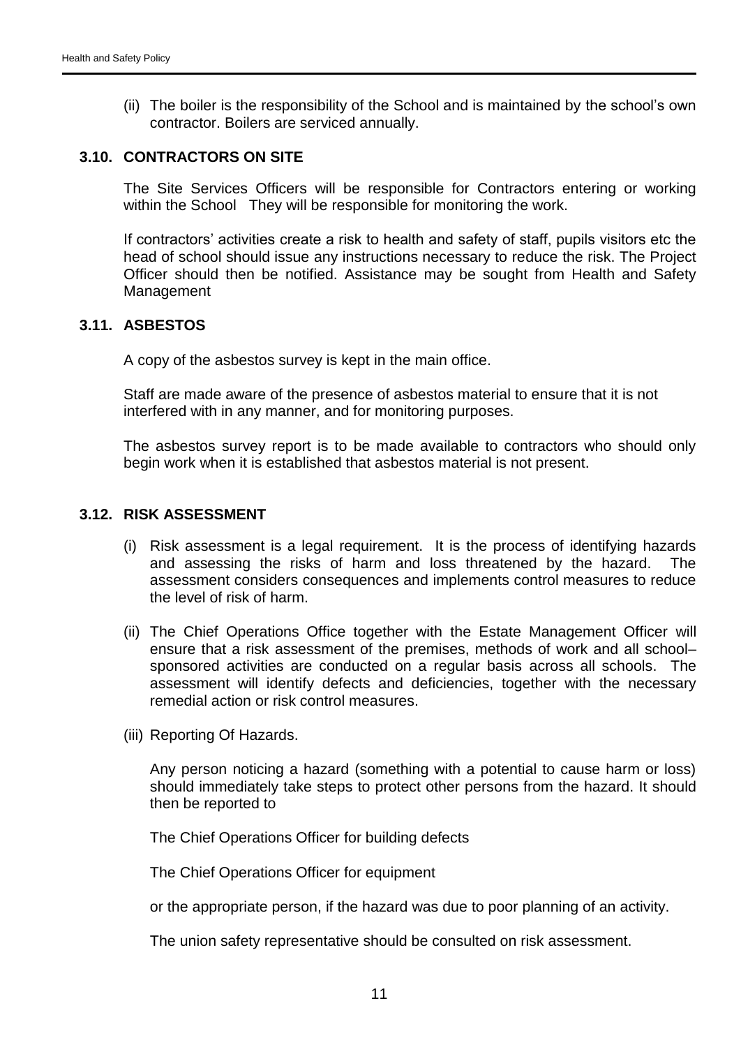(ii) The boiler is the responsibility of the School and is maintained by the school's own contractor. Boilers are serviced annually.

### 3.10. CONTRACTORS ON SITE

The Site Services Officers will be responsible for Contractors entering or working within the School They will be responsible for monitoring the work.

If contractors' activities create a risk to health and safety of staff, pupils visitors etc the head of school should issue any instructions necessary to reduce the risk. The Project Officer should then be notified. Assistance may be sought from Health and Safety Management

### 3.11. ASBESTOS

A copy of the asbestos survey is kept in the main office.

Staff are made aware of the presence of asbestos material to ensure that it is not interfered with in any manner, and for monitoring purposes.

The asbestos survey report is to be made available to contractors who should only begin work when it is established that asbestos material is not present.

### 3.12. RISK ASSESSMENT

(i) Risk assessment is a legal requirement. It is the process of identifying hazards and assessing the risks of harm and loss threatened by the hazard. The assessment considers consequences and implements control measures to reduce the level of risk of harm.

(ii) The Chief Operations Office together with the Estate Management Officer will ensure that a risk assessment of the premises, methods of work and all school–sponsored activities are conducted on a regular basis across all schools. The assessment will identify defects and deficiencies, together with the necessary remedial action or risk control measures.

(iii) Reporting Of Hazards.

Any person noticing a hazard (something with a potential to cause harm or loss) should immediately take steps to protect other persons from the hazard. It should then be reported to

The Chief Operations Officer for building defects

The Chief Operations Officer for equipment

or the appropriate person, if the hazard was due to poor planning of an activity.

The union safety representative should be consulted on risk assessment.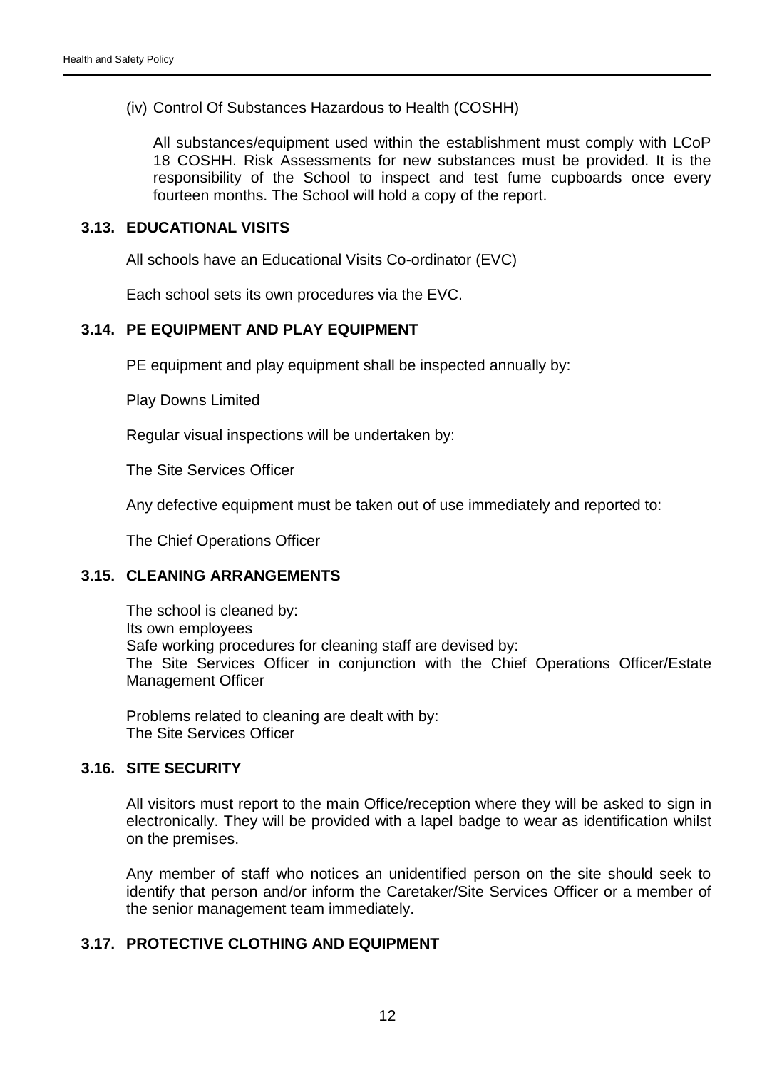(iv) Control Of Substances Hazardous to Health (COSHH)

All substances/equipment used within the establishment must comply with LCoP 18 COSHH. Risk Assessments for new substances must be provided. It is the responsibility of the School to inspect and test fume cupboards once every fourteen months. The School will hold a copy of the report.

### 3.13. EDUCATIONAL VISITS

All schools have an Educational Visits Co-ordinator (EVC)

Each school sets its own procedures via the EVC.

### 3.14. PE EQUIPMENT AND PLAY EQUIPMENT

PE equipment and play equipment shall be inspected annually by:

Play Downs Limited

Regular visual inspections will be undertaken by:

The Site Services Officer

Any defective equipment must be taken out of use immediately and reported to:

The Chief Operations Officer

### 3.15. CLEANING ARRANGEMENTS

The school is cleaned by:
Its own employees
Safe working procedures for cleaning staff are devised by:
The Site Services Officer in conjunction with the Chief Operations Officer/Estate Management Officer

Problems related to cleaning are dealt with by:
The Site Services Officer

### 3.16. SITE SECURITY

All visitors must report to the main Office/reception where they will be asked to sign in electronically. They will be provided with a lapel badge to wear as identification whilst on the premises.

Any member of staff who notices an unidentified person on the site should seek to identify that person and/or inform the Caretaker/Site Services Officer or a member of the senior management team immediately.

### 3.17. PROTECTIVE CLOTHING AND EQUIPMENT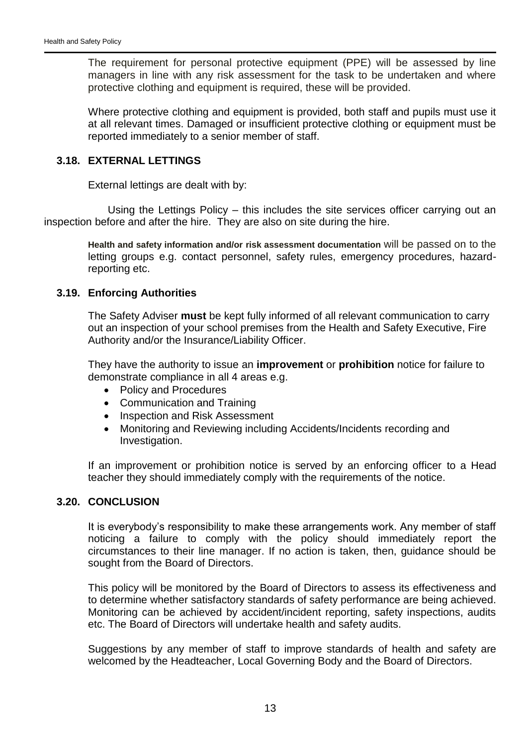The requirement for personal protective equipment (PPE) will be assessed by line managers in line with any risk assessment for the task to be undertaken and where protective clothing and equipment is required, these will be provided.

Where protective clothing and equipment is provided, both staff and pupils must use it at all relevant times. Damaged or insufficient protective clothing or equipment must be reported immediately to a senior member of staff.

### 3.18. EXTERNAL LETTINGS

External lettings are dealt with by:

Using the Lettings Policy – this includes the site services officer carrying out an inspection before and after the hire. They are also on site during the hire.

**Health and safety information and/or risk assessment documentation** will be passed on to the letting groups e.g. contact personnel, safety rules, emergency procedures, hazard-reporting etc.

### 3.19. Enforcing Authorities

The Safety Adviser **must** be kept fully informed of all relevant communication to carry out an inspection of your school premises from the Health and Safety Executive, Fire Authority and/or the Insurance/Liability Officer.

They have the authority to issue an **improvement** or **prohibition** notice for failure to demonstrate compliance in all 4 areas e.g.

- Policy and Procedures
- Communication and Training
- Inspection and Risk Assessment
- Monitoring and Reviewing including Accidents/Incidents recording and Investigation.

If an improvement or prohibition notice is served by an enforcing officer to a Head teacher they should immediately comply with the requirements of the notice.

### 3.20. CONCLUSION

It is everybody's responsibility to make these arrangements work. Any member of staff noticing a failure to comply with the policy should immediately report the circumstances to their line manager. If no action is taken, then, guidance should be sought from the Board of Directors.

This policy will be monitored by the Board of Directors to assess its effectiveness and to determine whether satisfactory standards of safety performance are being achieved. Monitoring can be achieved by accident/incident reporting, safety inspections, audits etc. The Board of Directors will undertake health and safety audits.

Suggestions by any member of staff to improve standards of health and safety are welcomed by the Headteacher, Local Governing Body and the Board of Directors.